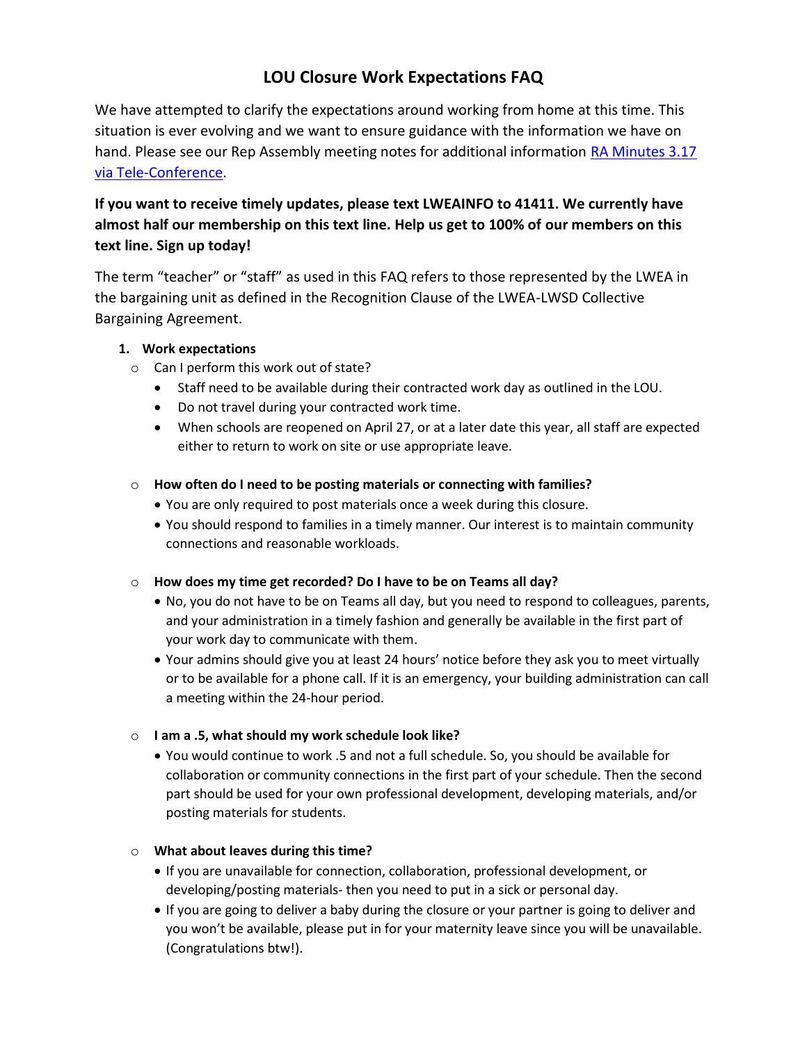# LOU Closure Work Expectations FAQ

We have attempted to clarify the expectations around working from home at this time. This situation is ever evolving and we want to ensure guidance with the information we have on hand. Please see our Rep Assembly meeting notes for additional information RA Minutes 3.17 via Tele-Conference.

**If you want to receive timely updates, please text LWEAINFO to 41411. We currently have almost half our membership on this text line. Help us get to 100% of our members on this text line. Sign up today!**

The term "teacher" or "staff" as used in this FAQ refers to those represented by the LWEA in the bargaining unit as defined in the Recognition Clause of the LWEA-LWSD Collective Bargaining Agreement.

1. **Work expectations**
   - Can I perform this work out of state?
     - Staff need to be available during their contracted work day as outlined in the LOU.
     - Do not travel during your contracted work time.
     - When schools are reopened on April 27, or at a later date this year, all staff are expected either to return to work on site or use appropriate leave.
   - **How often do I need to be posting materials or connecting with families?**
     - You are only required to post materials once a week during this closure.
     - You should respond to families in a timely manner. Our interest is to maintain community connections and reasonable workloads.
   - **How does my time get recorded? Do I have to be on Teams all day?**
     - No, you do not have to be on Teams all day, but you need to respond to colleagues, parents, and your administration in a timely fashion and generally be available in the first part of your work day to communicate with them.
     - Your admins should give you at least 24 hours' notice before they ask you to meet virtually or to be available for a phone call. If it is an emergency, your building administration can call a meeting within the 24-hour period.
   - **I am a .5, what should my work schedule look like?**
     - You would continue to work .5 and not a full schedule. So, you should be available for collaboration or community connections in the first part of your schedule. Then the second part should be used for your own professional development, developing materials, and/or posting materials for students.
   - **What about leaves during this time?**
     - If you are unavailable for connection, collaboration, professional development, or developing/posting materials- then you need to put in a sick or personal day.
     - If you are going to deliver a baby during the closure or your partner is going to deliver and you won't be available, please put in for your maternity leave since you will be unavailable. (Congratulations btw!).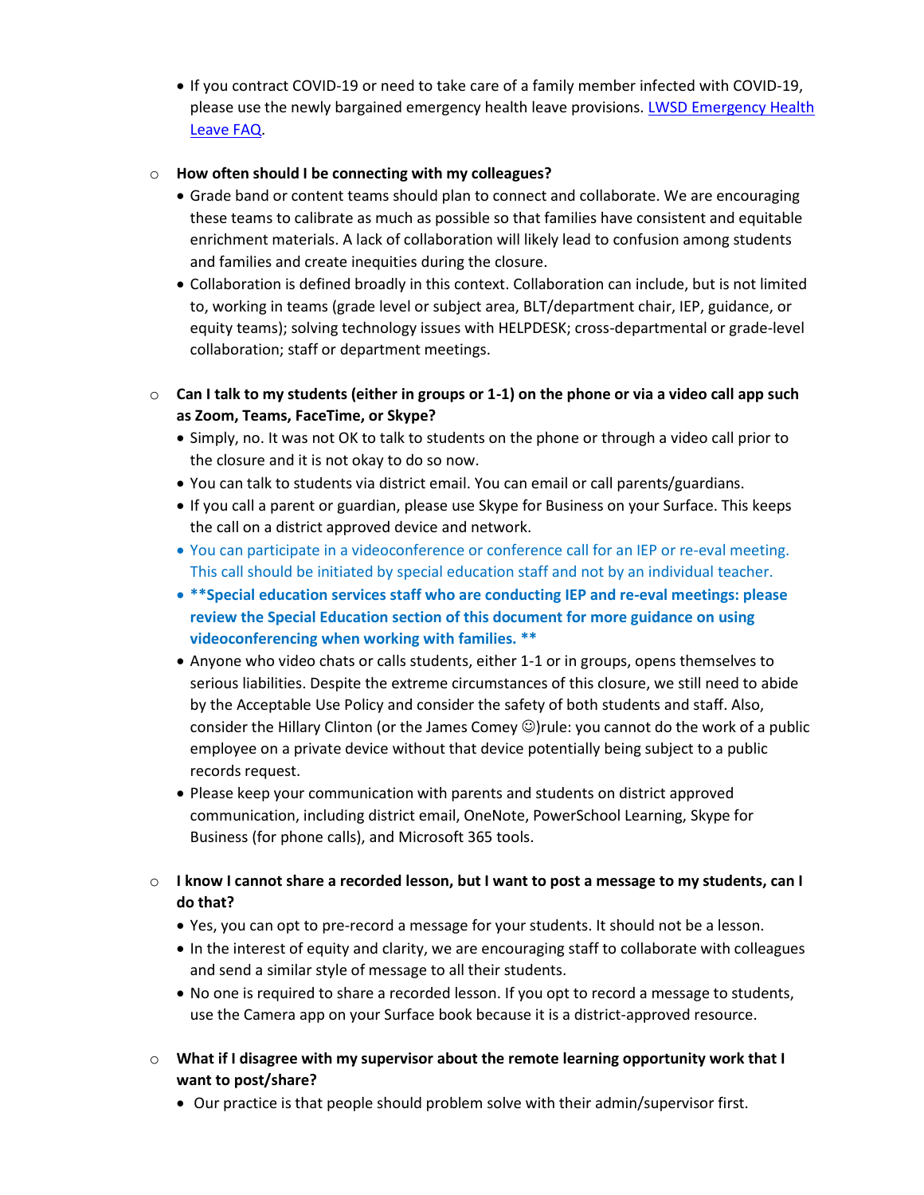- If you contract COVID-19 or need to take care of a family member infected with COVID-19, please use the newly bargained emergency health leave provisions. [LWSD Emergency Health Leave FAQ](#).

- **How often should I be connecting with my colleagues?**
  - Grade band or content teams should plan to connect and collaborate. We are encouraging these teams to calibrate as much as possible so that families have consistent and equitable enrichment materials. A lack of collaboration will likely lead to confusion among students and families and create inequities during the closure.
  - Collaboration is defined broadly in this context. Collaboration can include, but is not limited to, working in teams (grade level or subject area, BLT/department chair, IEP, guidance, or equity teams); solving technology issues with HELPDESK; cross-departmental or grade-level collaboration; staff or department meetings.

- **Can I talk to my students (either in groups or 1-1) on the phone or via a video call app such as Zoom, Teams, FaceTime, or Skype?**
  - Simply, no. It was not OK to talk to students on the phone or through a video call prior to the closure and it is not okay to do so now.
  - You can talk to students via district email. You can email or call parents/guardians.
  - If you call a parent or guardian, please use Skype for Business on your Surface. This keeps the call on a district approved device and network.
  - You can participate in a videoconference or conference call for an IEP or re-eval meeting. This call should be initiated by special education staff and not by an individual teacher.
  - **\*\*Special education services staff who are conducting IEP and re-eval meetings: please review the Special Education section of this document for more guidance on using videoconferencing when working with families. \*\***
  - Anyone who video chats or calls students, either 1-1 or in groups, opens themselves to serious liabilities. Despite the extreme circumstances of this closure, we still need to abide by the Acceptable Use Policy and consider the safety of both students and staff. Also, consider the Hillary Clinton (or the James Comey ☺)rule: you cannot do the work of a public employee on a private device without that device potentially being subject to a public records request.
  - Please keep your communication with parents and students on district approved communication, including district email, OneNote, PowerSchool Learning, Skype for Business (for phone calls), and Microsoft 365 tools.

- **I know I cannot share a recorded lesson, but I want to post a message to my students, can I do that?**
  - Yes, you can opt to pre-record a message for your students. It should not be a lesson.
  - In the interest of equity and clarity, we are encouraging staff to collaborate with colleagues and send a similar style of message to all their students.
  - No one is required to share a recorded lesson. If you opt to record a message to students, use the Camera app on your Surface book because it is a district-approved resource.

- **What if I disagree with my supervisor about the remote learning opportunity work that I want to post/share?**
  - Our practice is that people should problem solve with their admin/supervisor first.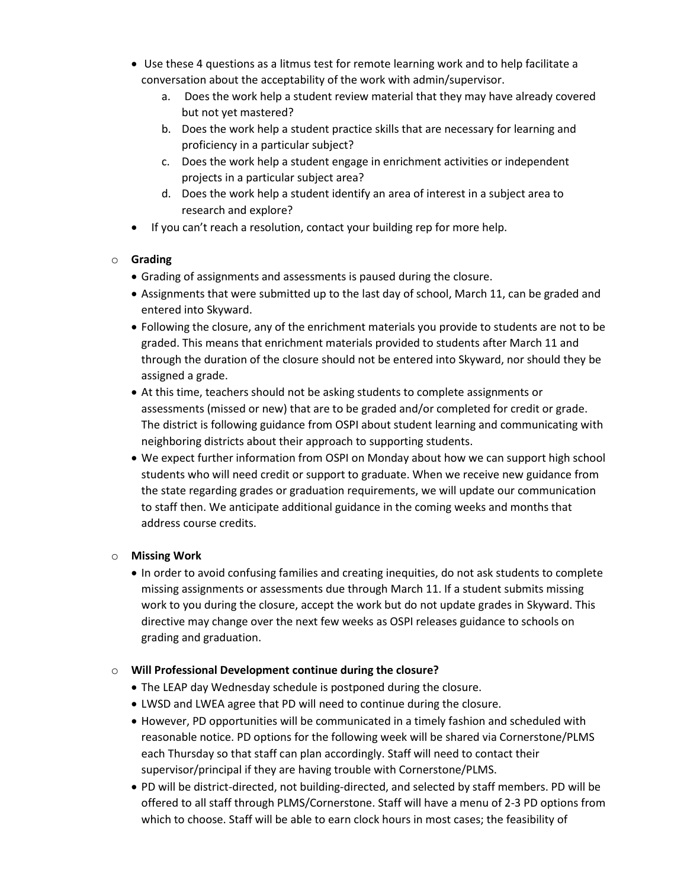- Use these 4 questions as a litmus test for remote learning work and to help facilitate a conversation about the acceptability of the work with admin/supervisor.
  a. Does the work help a student review material that they may have already covered but not yet mastered?
  b. Does the work help a student practice skills that are necessary for learning and proficiency in a particular subject?
  c. Does the work help a student engage in enrichment activities or independent projects in a particular subject area?
  d. Does the work help a student identify an area of interest in a subject area to research and explore?
- If you can't reach a resolution, contact your building rep for more help.

- **Grading**
  - Grading of assignments and assessments is paused during the closure.
  - Assignments that were submitted up to the last day of school, March 11, can be graded and entered into Skyward.
  - Following the closure, any of the enrichment materials you provide to students are not to be graded. This means that enrichment materials provided to students after March 11 and through the duration of the closure should not be entered into Skyward, nor should they be assigned a grade.
  - At this time, teachers should not be asking students to complete assignments or assessments (missed or new) that are to be graded and/or completed for credit or grade. The district is following guidance from OSPI about student learning and communicating with neighboring districts about their approach to supporting students.
  - We expect further information from OSPI on Monday about how we can support high school students who will need credit or support to graduate. When we receive new guidance from the state regarding grades or graduation requirements, we will update our communication to staff then. We anticipate additional guidance in the coming weeks and months that address course credits.

- **Missing Work**
  - In order to avoid confusing families and creating inequities, do not ask students to complete missing assignments or assessments due through March 11. If a student submits missing work to you during the closure, accept the work but do not update grades in Skyward. This directive may change over the next few weeks as OSPI releases guidance to schools on grading and graduation.

- **Will Professional Development continue during the closure?**
  - The LEAP day Wednesday schedule is postponed during the closure.
  - LWSD and LWEA agree that PD will need to continue during the closure.
  - However, PD opportunities will be communicated in a timely fashion and scheduled with reasonable notice. PD options for the following week will be shared via Cornerstone/PLMS each Thursday so that staff can plan accordingly. Staff will need to contact their supervisor/principal if they are having trouble with Cornerstone/PLMS.
  - PD will be district-directed, not building-directed, and selected by staff members. PD will be offered to all staff through PLMS/Cornerstone. Staff will have a menu of 2-3 PD options from which to choose. Staff will be able to earn clock hours in most cases; the feasibility of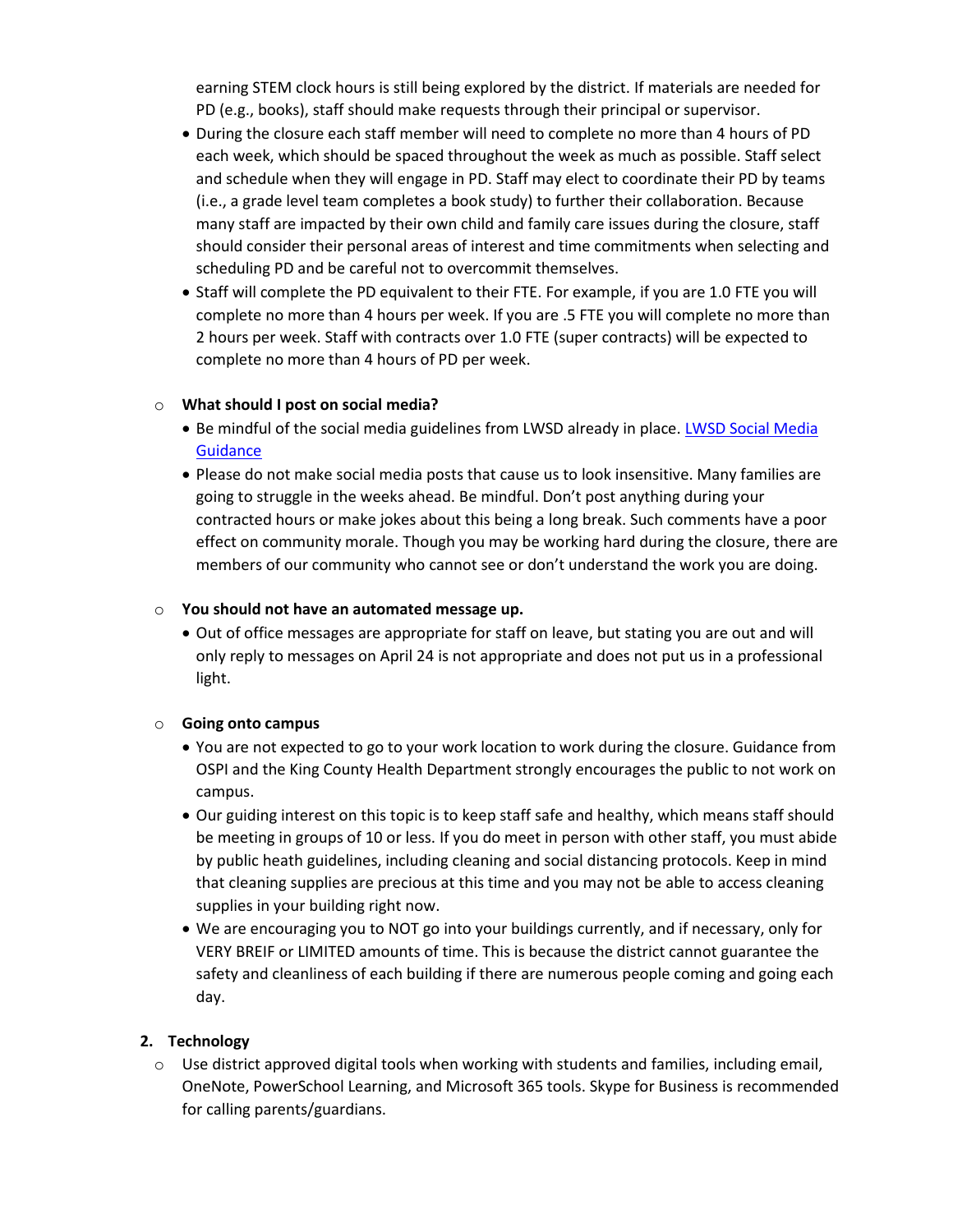earning STEM clock hours is still being explored by the district. If materials are needed for PD (e.g., books), staff should make requests through their principal or supervisor.

- During the closure each staff member will need to complete no more than 4 hours of PD each week, which should be spaced throughout the week as much as possible. Staff select and schedule when they will engage in PD. Staff may elect to coordinate their PD by teams (i.e., a grade level team completes a book study) to further their collaboration. Because many staff are impacted by their own child and family care issues during the closure, staff should consider their personal areas of interest and time commitments when selecting and scheduling PD and be careful not to overcommit themselves.
- Staff will complete the PD equivalent to their FTE. For example, if you are 1.0 FTE you will complete no more than 4 hours per week. If you are .5 FTE you will complete no more than 2 hours per week. Staff with contracts over 1.0 FTE (super contracts) will be expected to complete no more than 4 hours of PD per week.

- **What should I post on social media?**
  - Be mindful of the social media guidelines from LWSD already in place. LWSD Social Media Guidance
  - Please do not make social media posts that cause us to look insensitive. Many families are going to struggle in the weeks ahead. Be mindful. Don't post anything during your contracted hours or make jokes about this being a long break. Such comments have a poor effect on community morale. Though you may be working hard during the closure, there are members of our community who cannot see or don't understand the work you are doing.

- **You should not have an automated message up.**
  - Out of office messages are appropriate for staff on leave, but stating you are out and will only reply to messages on April 24 is not appropriate and does not put us in a professional light.

- **Going onto campus**
  - You are not expected to go to your work location to work during the closure. Guidance from OSPI and the King County Health Department strongly encourages the public to not work on campus.
  - Our guiding interest on this topic is to keep staff safe and healthy, which means staff should be meeting in groups of 10 or less. If you do meet in person with other staff, you must abide by public heath guidelines, including cleaning and social distancing protocols. Keep in mind that cleaning supplies are precious at this time and you may not be able to access cleaning supplies in your building right now.
  - We are encouraging you to NOT go into your buildings currently, and if necessary, only for VERY BREIF or LIMITED amounts of time. This is because the district cannot guarantee the safety and cleanliness of each building if there are numerous people coming and going each day.

2. **Technology**
   - Use district approved digital tools when working with students and families, including email, OneNote, PowerSchool Learning, and Microsoft 365 tools. Skype for Business is recommended for calling parents/guardians.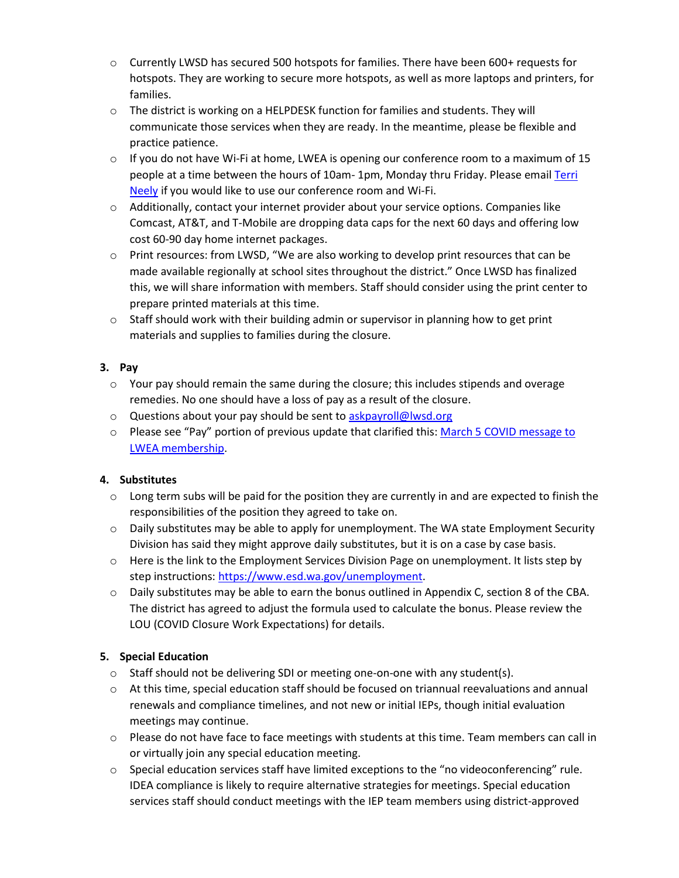- Currently LWSD has secured 500 hotspots for families. There have been 600+ requests for hotspots. They are working to secure more hotspots, as well as more laptops and printers, for families.
- The district is working on a HELPDESK function for families and students. They will communicate those services when they are ready. In the meantime, please be flexible and practice patience.
- If you do not have Wi-Fi at home, LWEA is opening our conference room to a maximum of 15 people at a time between the hours of 10am- 1pm, Monday thru Friday. Please email [Terri Neely]() if you would like to use our conference room and Wi-Fi.
- Additionally, contact your internet provider about your service options. Companies like Comcast, AT&T, and T-Mobile are dropping data caps for the next 60 days and offering low cost 60-90 day home internet packages.
- Print resources: from LWSD, "We are also working to develop print resources that can be made available regionally at school sites throughout the district." Once LWSD has finalized this, we will share information with members. Staff should consider using the print center to prepare printed materials at this time.
- Staff should work with their building admin or supervisor in planning how to get print materials and supplies to families during the closure.

**3. Pay**

- Your pay should remain the same during the closure; this includes stipends and overage remedies. No one should have a loss of pay as a result of the closure.
- Questions about your pay should be sent to askpayroll@lwsd.org
- Please see "Pay" portion of previous update that clarified this: [March 5 COVID message to LWEA membership]().

**4. Substitutes**

- Long term subs will be paid for the position they are currently in and are expected to finish the responsibilities of the position they agreed to take on.
- Daily substitutes may be able to apply for unemployment. The WA state Employment Security Division has said they might approve daily substitutes, but it is on a case by case basis.
- Here is the link to the Employment Services Division Page on unemployment. It lists step by step instructions: https://www.esd.wa.gov/unemployment.
- Daily substitutes may be able to earn the bonus outlined in Appendix C, section 8 of the CBA. The district has agreed to adjust the formula used to calculate the bonus. Please review the LOU (COVID Closure Work Expectations) for details.

**5. Special Education**

- Staff should not be delivering SDI or meeting one-on-one with any student(s).
- At this time, special education staff should be focused on triannual reevaluations and annual renewals and compliance timelines, and not new or initial IEPs, though initial evaluation meetings may continue.
- Please do not have face to face meetings with students at this time. Team members can call in or virtually join any special education meeting.
- Special education services staff have limited exceptions to the "no videoconferencing" rule. IDEA compliance is likely to require alternative strategies for meetings. Special education services staff should conduct meetings with the IEP team members using district-approved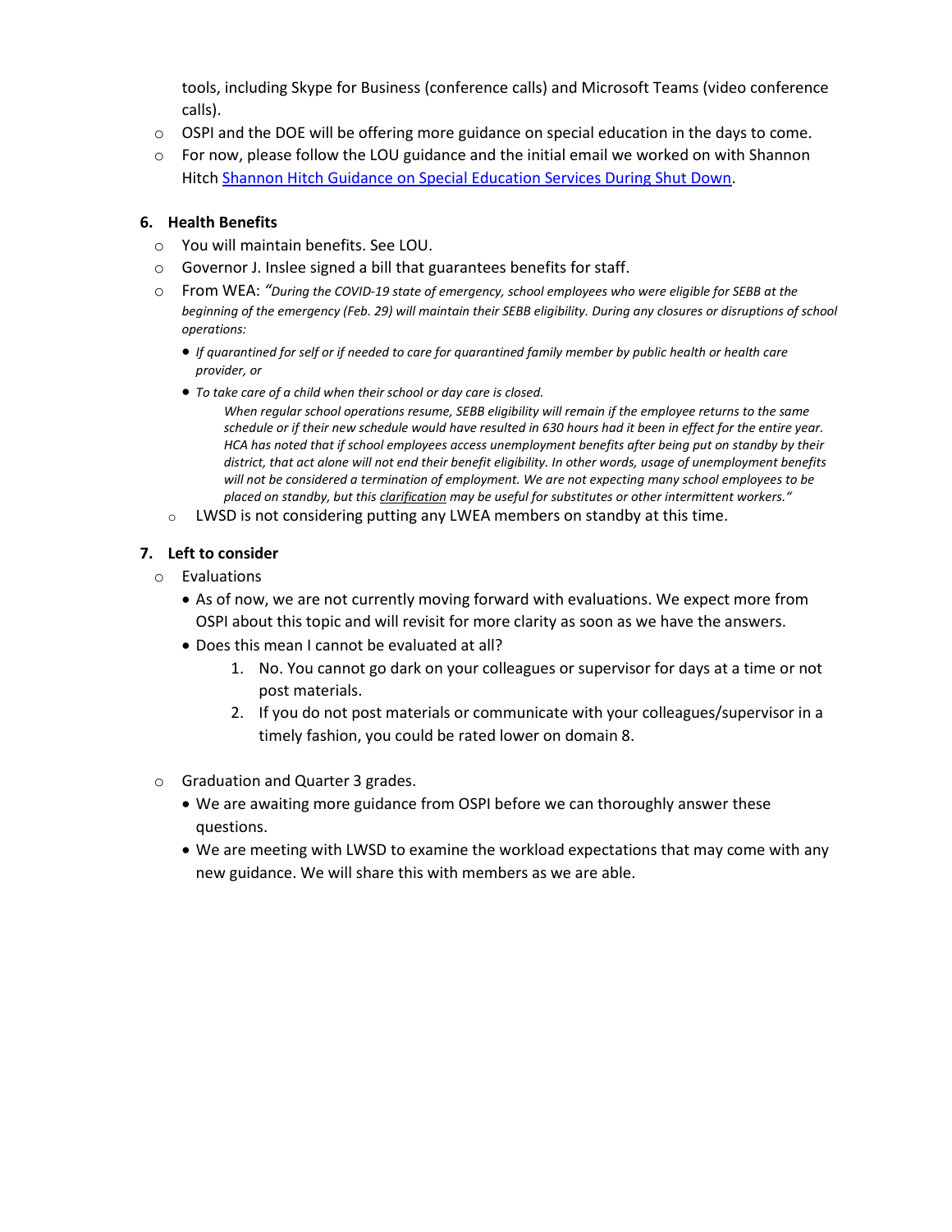tools, including Skype for Business (conference calls) and Microsoft Teams (video conference calls).

- OSPI and the DOE will be offering more guidance on special education in the days to come.
- For now, please follow the LOU guidance and the initial email we worked on with Shannon Hitch [Shannon Hitch Guidance on Special Education Services During Shut Down](#).

### 6. Health Benefits

- You will maintain benefits. See LOU.
- Governor J. Inslee signed a bill that guarantees benefits for staff.
- From WEA: *"During the COVID-19 state of emergency, school employees who were eligible for SEBB at the beginning of the emergency (Feb. 29) will maintain their SEBB eligibility. During any closures or disruptions of school operations:*
  - *If quarantined for self or if needed to care for quarantined family member by public health or health care provider, or*
  - *To take care of a child when their school or day care is closed.*

    *When regular school operations resume, SEBB eligibility will remain if the employee returns to the same schedule or if their new schedule would have resulted in 630 hours had it been in effect for the entire year. HCA has noted that if school employees access unemployment benefits after being put on standby by their district, that act alone will not end their benefit eligibility. In other words, usage of unemployment benefits will not be considered a termination of employment. We are not expecting many school employees to be placed on standby, but this clarification may be useful for substitutes or other intermittent workers."*
- LWSD is not considering putting any LWEA members on standby at this time.

### 7. Left to consider

- Evaluations
  - As of now, we are not currently moving forward with evaluations. We expect more from OSPI about this topic and will revisit for more clarity as soon as we have the answers.
  - Does this mean I cannot be evaluated at all?
    1. No. You cannot go dark on your colleagues or supervisor for days at a time or not post materials.
    2. If you do not post materials or communicate with your colleagues/supervisor in a timely fashion, you could be rated lower on domain 8.

- Graduation and Quarter 3 grades.
  - We are awaiting more guidance from OSPI before we can thoroughly answer these questions.
  - We are meeting with LWSD to examine the workload expectations that may come with any new guidance. We will share this with members as we are able.